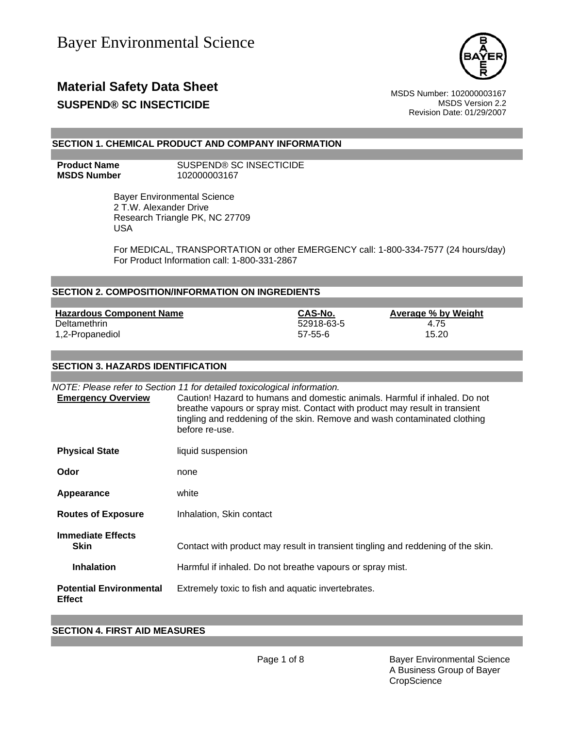Bayer Environmental Science

# Material Safety Data Sheet

**SUSPEND® SC INSECTICIDE**

MSDS Number: 102000003167
MSDS Version 2.2
Revision Date: 01/29/2007

## SECTION 1. CHEMICAL PRODUCT AND COMPANY INFORMATION

**Product Name** SUSPEND® SC INSECTICIDE
**MSDS Number** 102000003167

Bayer Environmental Science
2 T.W. Alexander Drive
Research Triangle PK, NC 27709
USA

For MEDICAL, TRANSPORTATION or other EMERGENCY call: 1-800-334-7577 (24 hours/day)
For Product Information call: 1-800-331-2867

## SECTION 2. COMPOSITION/INFORMATION ON INGREDIENTS

| Hazardous Component Name | CAS-No. | Average % by Weight |
|---|---|---|
| Deltamethrin | 52918-63-5 | 4.75 |
| 1,2-Propanediol | 57-55-6 | 15.20 |

## SECTION 3. HAZARDS IDENTIFICATION

*NOTE: Please refer to Section 11 for detailed toxicological information.*

**Emergency Overview** Caution! Hazard to humans and domestic animals. Harmful if inhaled. Do not breathe vapours or spray mist. Contact with product may result in transient tingling and reddening of the skin. Remove and wash contaminated clothing before re-use.

**Physical State** liquid suspension

**Odor** none

**Appearance** white

**Routes of Exposure** Inhalation, Skin contact

**Immediate Effects**

**Skin** Contact with product may result in transient tingling and reddening of the skin.

**Inhalation** Harmful if inhaled. Do not breathe vapours or spray mist.

**Potential Environmental Effect** Extremely toxic to fish and aquatic invertebrates.

## SECTION 4. FIRST AID MEASURES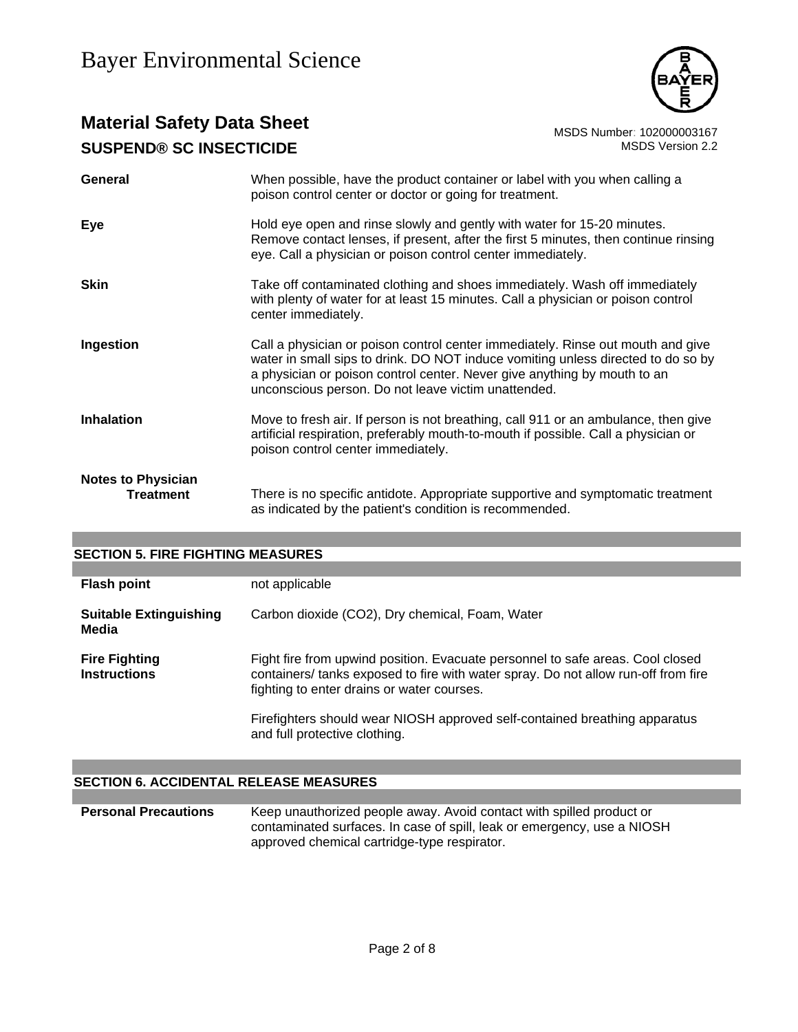| | |
|---|---|
| **General** | When possible, have the product container or label with you when calling a poison control center or doctor or going for treatment. |
| **Eye** | Hold eye open and rinse slowly and gently with water for 15-20 minutes. Remove contact lenses, if present, after the first 5 minutes, then continue rinsing eye. Call a physician or poison control center immediately. |
| **Skin** | Take off contaminated clothing and shoes immediately. Wash off immediately with plenty of water for at least 15 minutes. Call a physician or poison control center immediately. |
| **Ingestion** | Call a physician or poison control center immediately. Rinse out mouth and give water in small sips to drink. DO NOT induce vomiting unless directed to do so by a physician or poison control center. Never give anything by mouth to an unconscious person. Do not leave victim unattended. |
| **Inhalation** | Move to fresh air. If person is not breathing, call 911 or an ambulance, then give artificial respiration, preferably mouth-to-mouth if possible. Call a physician or poison control center immediately. |
| **Notes to Physician Treatment** | There is no specific antidote. Appropriate supportive and symptomatic treatment as indicated by the patient's condition is recommended. |

## SECTION 5. FIRE FIGHTING MEASURES

| | |
|---|---|
| **Flash point** | not applicable |
| **Suitable Extinguishing Media** | Carbon dioxide ($CO_2$), Dry chemical, Foam, Water |
| **Fire Fighting Instructions** | Fight fire from upwind position. Evacuate personnel to safe areas. Cool closed containers/ tanks exposed to fire with water spray. Do not allow run-off from fire fighting to enter drains or water courses.<br><br>Firefighters should wear NIOSH approved self-contained breathing apparatus and full protective clothing. |

## SECTION 6. ACCIDENTAL RELEASE MEASURES

| | |
|---|---|
| **Personal Precautions** | Keep unauthorized people away. Avoid contact with spilled product or contaminated surfaces. In case of spill, leak or emergency, use a NIOSH approved chemical cartridge-type respirator. |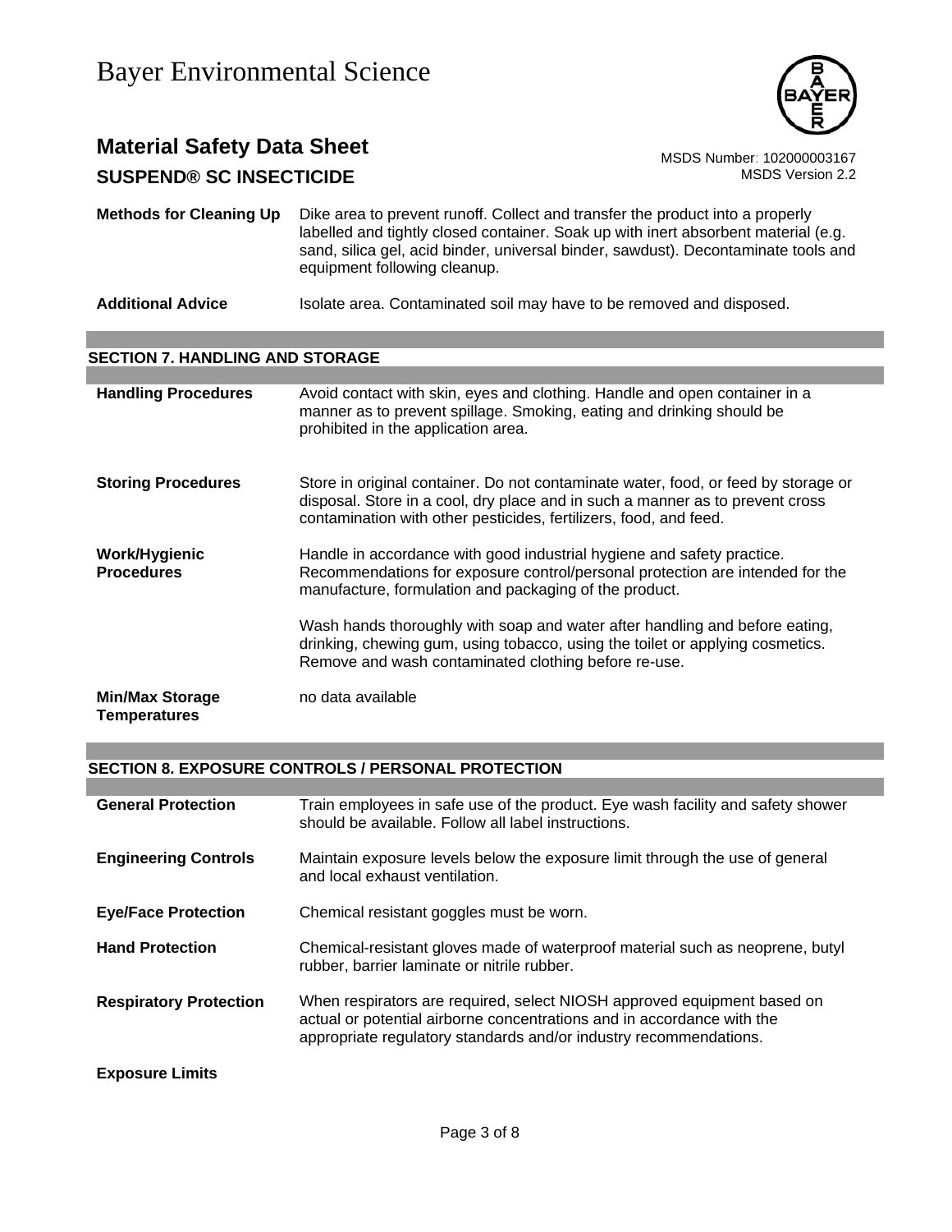| | |
|---|---|
| **Methods for Cleaning Up** | Dike area to prevent runoff. Collect and transfer the product into a properly labelled and tightly closed container. Soak up with inert absorbent material (e.g. sand, silica gel, acid binder, universal binder, sawdust). Decontaminate tools and equipment following cleanup. |
| **Additional Advice** | Isolate area. Contaminated soil may have to be removed and disposed. |

## SECTION 7. HANDLING AND STORAGE

| | |
|---|---|
| **Handling Procedures** | Avoid contact with skin, eyes and clothing. Handle and open container in a manner as to prevent spillage. Smoking, eating and drinking should be prohibited in the application area. |
| **Storing Procedures** | Store in original container. Do not contaminate water, food, or feed by storage or disposal. Store in a cool, dry place and in such a manner as to prevent cross contamination with other pesticides, fertilizers, food, and feed. |
| **Work/Hygienic Procedures** | Handle in accordance with good industrial hygiene and safety practice. Recommendations for exposure control/personal protection are intended for the manufacture, formulation and packaging of the product.<br><br>Wash hands thoroughly with soap and water after handling and before eating, drinking, chewing gum, using tobacco, using the toilet or applying cosmetics. Remove and wash contaminated clothing before re-use. |
| **Min/Max Storage Temperatures** | no data available |

## SECTION 8. EXPOSURE CONTROLS / PERSONAL PROTECTION

| | |
|---|---|
| **General Protection** | Train employees in safe use of the product. Eye wash facility and safety shower should be available. Follow all label instructions. |
| **Engineering Controls** | Maintain exposure levels below the exposure limit through the use of general and local exhaust ventilation. |
| **Eye/Face Protection** | Chemical resistant goggles must be worn. |
| **Hand Protection** | Chemical-resistant gloves made of waterproof material such as neoprene, butyl rubber, barrier laminate or nitrile rubber. |
| **Respiratory Protection** | When respirators are required, select NIOSH approved equipment based on actual or potential airborne concentrations and in accordance with the appropriate regulatory standards and/or industry recommendations. |

**Exposure Limits**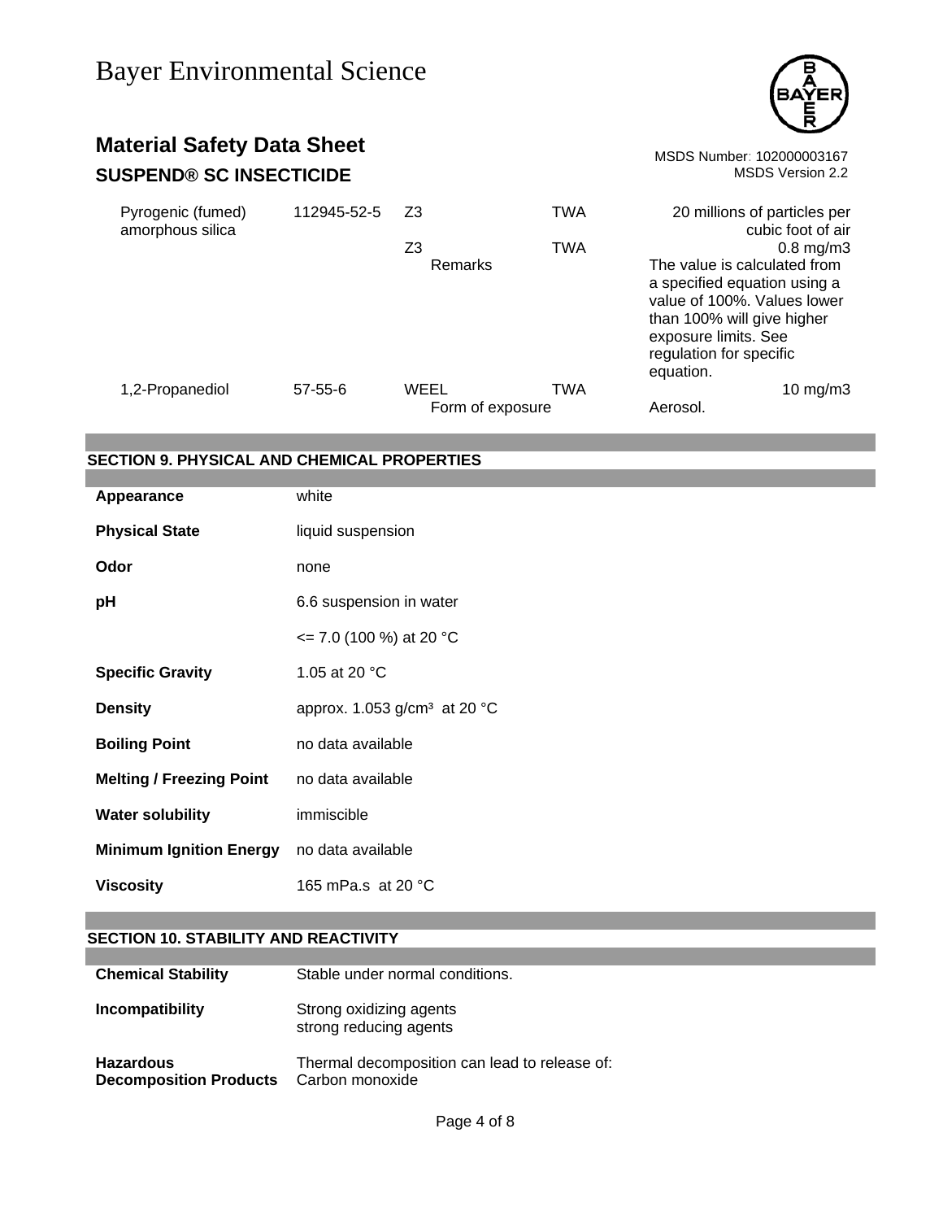| | | | | |
|---|---|---|---|---|
| Pyrogenic (fumed) amorphous silica | 112945-52-5 | Z3 | TWA | 20 millions of particles per cubic foot of air |
| | | Z3 | TWA | 0.8 mg/m3 |
| | | Remarks | | The value is calculated from a specified equation using a value of 100%. Values lower than 100% will give higher exposure limits. See regulation for specific equation. |
| 1,2-Propanediol | 57-55-6 | WEEL | TWA | 10 mg/m3 |
| | | Form of exposure | | Aerosol. |

## SECTION 9. PHYSICAL AND CHEMICAL PROPERTIES

| | |
|---|---|
| **Appearance** | white |
| **Physical State** | liquid suspension |
| **Odor** | none |
| **pH** | 6.6 suspension in water |
| | <= 7.0 (100 %) at 20 °C |
| **Specific Gravity** | 1.05 at 20 °C |
| **Density** | approx. 1.053 g/cm³ at 20 °C |
| **Boiling Point** | no data available |
| **Melting / Freezing Point** | no data available |
| **Water solubility** | immiscible |
| **Minimum Ignition Energy** | no data available |
| **Viscosity** | 165 mPa.s at 20 °C |

## SECTION 10. STABILITY AND REACTIVITY

| | |
|---|---|
| **Chemical Stability** | Stable under normal conditions. |
| **Incompatibility** | Strong oxidizing agents<br>strong reducing agents |
| **Hazardous Decomposition Products** | Thermal decomposition can lead to release of:<br>Carbon monoxide |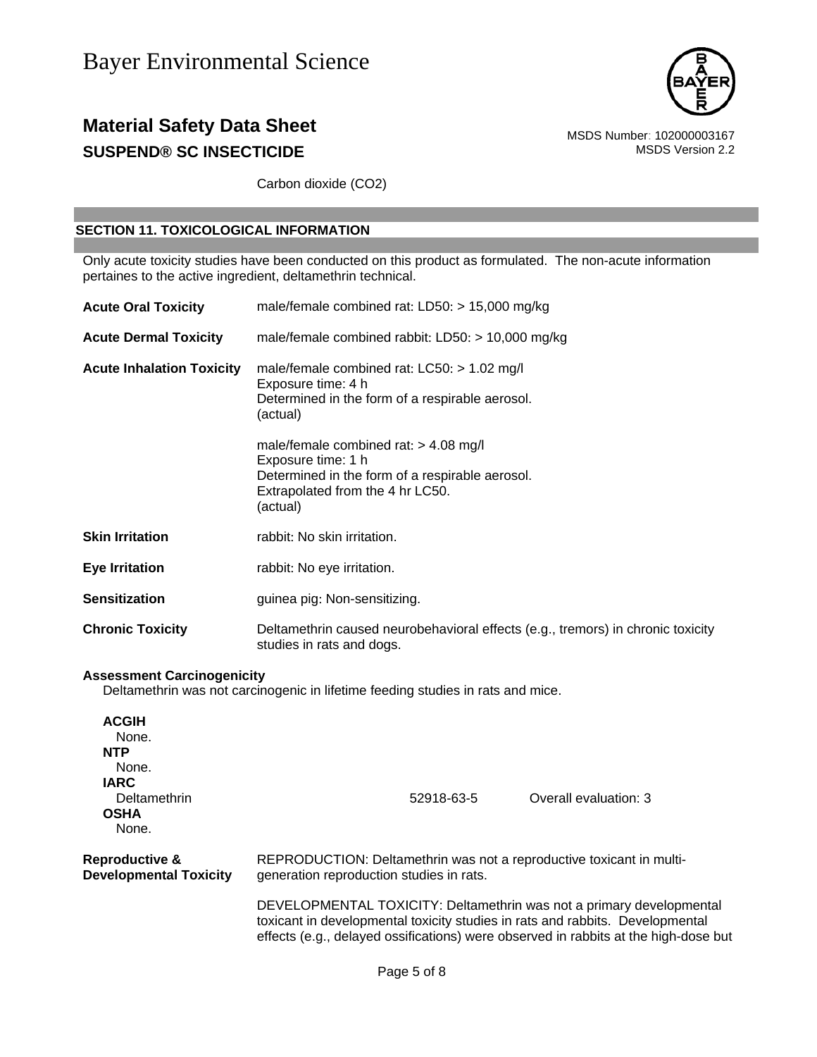Carbon dioxide ($CO_2$)

## SECTION 11. TOXICOLOGICAL INFORMATION

Only acute toxicity studies have been conducted on this product as formulated. The non-acute information pertaines to the active ingredient, deltamethrin technical.

**Acute Oral Toxicity** male/female combined rat: LD50: > 15,000 mg/kg

**Acute Dermal Toxicity** male/female combined rabbit: LD50: > 10,000 mg/kg

**Acute Inhalation Toxicity** male/female combined rat: LC50: > 1.02 mg/l
Exposure time: 4 h
Determined in the form of a respirable aerosol.
(actual)

male/female combined rat: > 4.08 mg/l
Exposure time: 1 h
Determined in the form of a respirable aerosol.
Extrapolated from the 4 hr LC50.
(actual)

**Skin Irritation** rabbit: No skin irritation.

**Eye Irritation** rabbit: No eye irritation.

**Sensitization** guinea pig: Non-sensitizing.

**Chronic Toxicity** Deltamethrin caused neurobehavioral effects (e.g., tremors) in chronic toxicity studies in rats and dogs.

**Assessment Carcinogenicity**
Deltamethrin was not carcinogenic in lifetime feeding studies in rats and mice.

**ACGIH**
None.
**NTP**
None.
**IARC**

| | | |
|---|---|---|
| Deltamethrin | 52918-63-5 | Overall evaluation: 3 |

**OSHA**
None.

**Reproductive & Developmental Toxicity** REPRODUCTION: Deltamethrin was not a reproductive toxicant in multi-generation reproduction studies in rats.

DEVELOPMENTAL TOXICITY: Deltamethrin was not a primary developmental toxicant in developmental toxicity studies in rats and rabbits. Developmental effects (e.g., delayed ossifications) were observed in rabbits at the high-dose but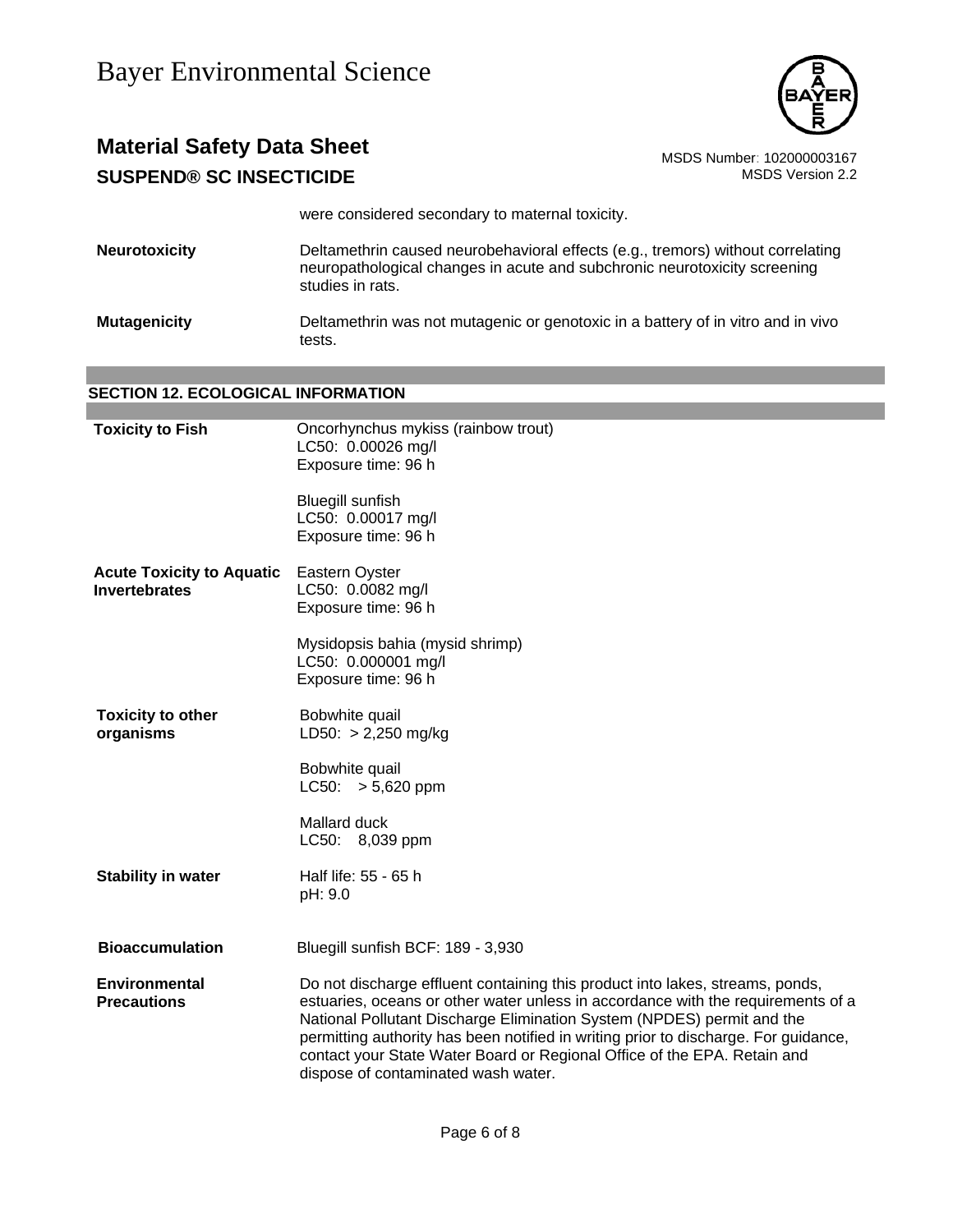were considered secondary to maternal toxicity.

**Neurotoxicity** Deltamethrin caused neurobehavioral effects (e.g., tremors) without correlating neuropathological changes in acute and subchronic neurotoxicity screening studies in rats.

**Mutagenicity** Deltamethrin was not mutagenic or genotoxic in a battery of in vitro and in vivo tests.

## SECTION 12. ECOLOGICAL INFORMATION

**Toxicity to Fish**

Oncorhynchus mykiss (rainbow trout)
LC50: 0.00026 mg/l
Exposure time: 96 h

Bluegill sunfish
LC50: 0.00017 mg/l
Exposure time: 96 h

**Acute Toxicity to Aquatic Invertebrates**

Eastern Oyster
LC50: 0.0082 mg/l
Exposure time: 96 h

Mysidopsis bahia (mysid shrimp)
LC50: 0.000001 mg/l
Exposure time: 96 h

**Toxicity to other organisms**

Bobwhite quail
LD50: > 2,250 mg/kg

Bobwhite quail
LC50: > 5,620 ppm

Mallard duck
LC50: 8,039 ppm

**Stability in water**

Half life: 55 - 65 h
pH: 9.0

**Bioaccumulation** Bluegill sunfish BCF: 189 - 3,930

**Environmental Precautions** Do not discharge effluent containing this product into lakes, streams, ponds, estuaries, oceans or other water unless in accordance with the requirements of a National Pollutant Discharge Elimination System (NPDES) permit and the permitting authority has been notified in writing prior to discharge. For guidance, contact your State Water Board or Regional Office of the EPA. Retain and dispose of contaminated wash water.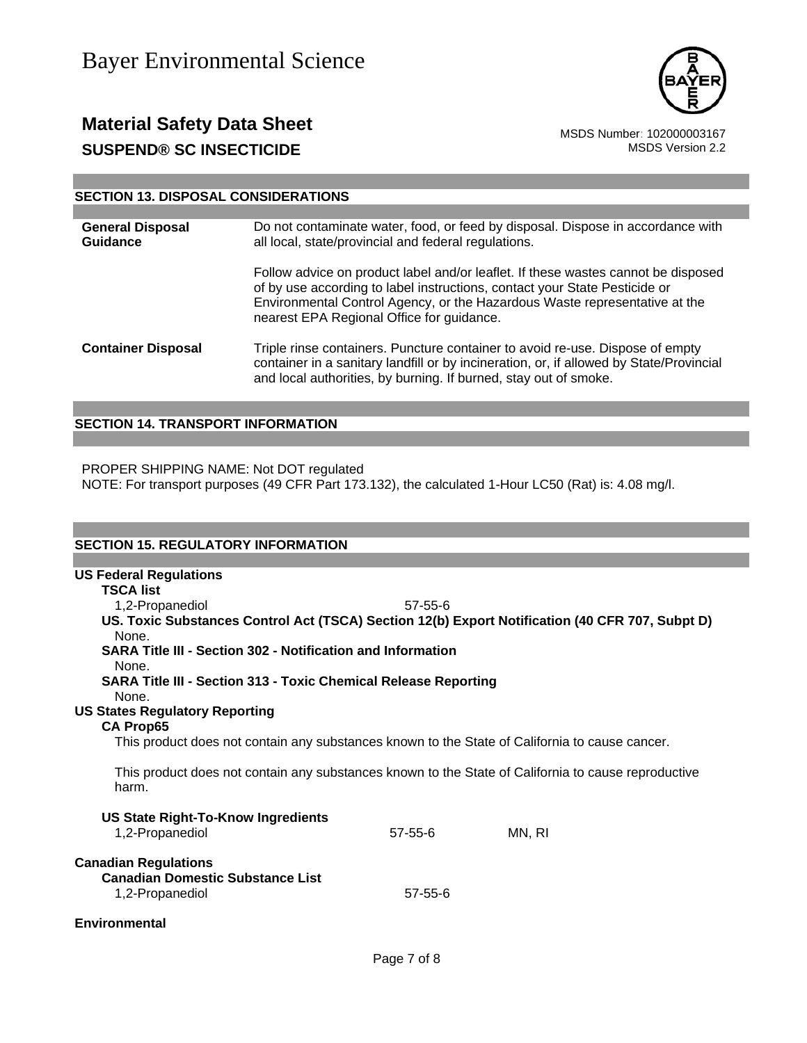## SECTION 13. DISPOSAL CONSIDERATIONS

| | |
|---|---|
| **General Disposal Guidance** | Do not contaminate water, food, or feed by disposal. Dispose in accordance with all local, state/provincial and federal regulations.<br><br>Follow advice on product label and/or leaflet. If these wastes cannot be disposed of by use according to label instructions, contact your State Pesticide or Environmental Control Agency, or the Hazardous Waste representative at the nearest EPA Regional Office for guidance. |
| **Container Disposal** | Triple rinse containers. Puncture container to avoid re-use. Dispose of empty container in a sanitary landfill or by incineration, or, if allowed by State/Provincial and local authorities, by burning. If burned, stay out of smoke. |

## SECTION 14. TRANSPORT INFORMATION

PROPER SHIPPING NAME: Not DOT regulated
NOTE: For transport purposes (49 CFR Part 173.132), the calculated 1-Hour LC50 (Rat) is: 4.08 mg/l.

## SECTION 15. REGULATORY INFORMATION

**US Federal Regulations**

**TSCA list**

1,2-Propanediol 57-55-6

**US. Toxic Substances Control Act (TSCA) Section 12(b) Export Notification (40 CFR 707, Subpt D)**

None.

**SARA Title III - Section 302 - Notification and Information**

None.

**SARA Title III - Section 313 - Toxic Chemical Release Reporting**

None.

**US States Regulatory Reporting**

**CA Prop65**

This product does not contain any substances known to the State of California to cause cancer.

This product does not contain any substances known to the State of California to cause reproductive harm.

**US State Right-To-Know Ingredients**

| | | |
|---|---|---|
| 1,2-Propanediol | 57-55-6 | MN, RI |

**Canadian Regulations**

**Canadian Domestic Substance List**

1,2-Propanediol 57-55-6

**Environmental**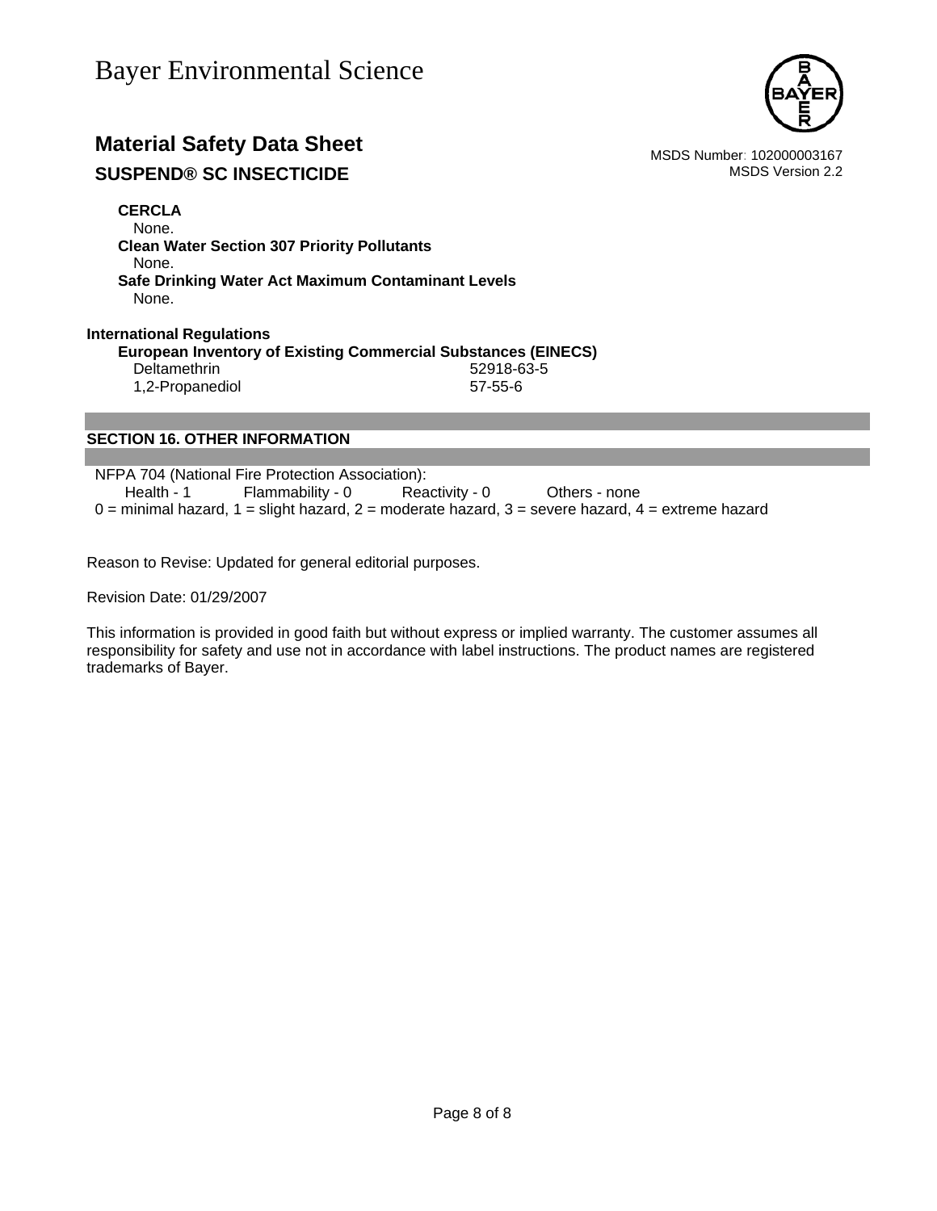**CERCLA**

None.

**Clean Water Section 307 Priority Pollutants**

None.

**Safe Drinking Water Act Maximum Contaminant Levels**

None.

**International Regulations**

**European Inventory of Existing Commercial Substances (EINECS)**

| | |
|---|---|
| Deltamethrin | 52918-63-5 |
| 1,2-Propanediol | 57-55-6 |

## SECTION 16. OTHER INFORMATION

NFPA 704 (National Fire Protection Association):

Health - 1    Flammability - 0    Reactivity - 0    Others - none

0 = minimal hazard, 1 = slight hazard, 2 = moderate hazard, 3 = severe hazard, 4 = extreme hazard

Reason to Revise: Updated for general editorial purposes.

Revision Date: 01/29/2007

This information is provided in good faith but without express or implied warranty. The customer assumes all responsibility for safety and use not in accordance with label instructions. The product names are registered trademarks of Bayer.